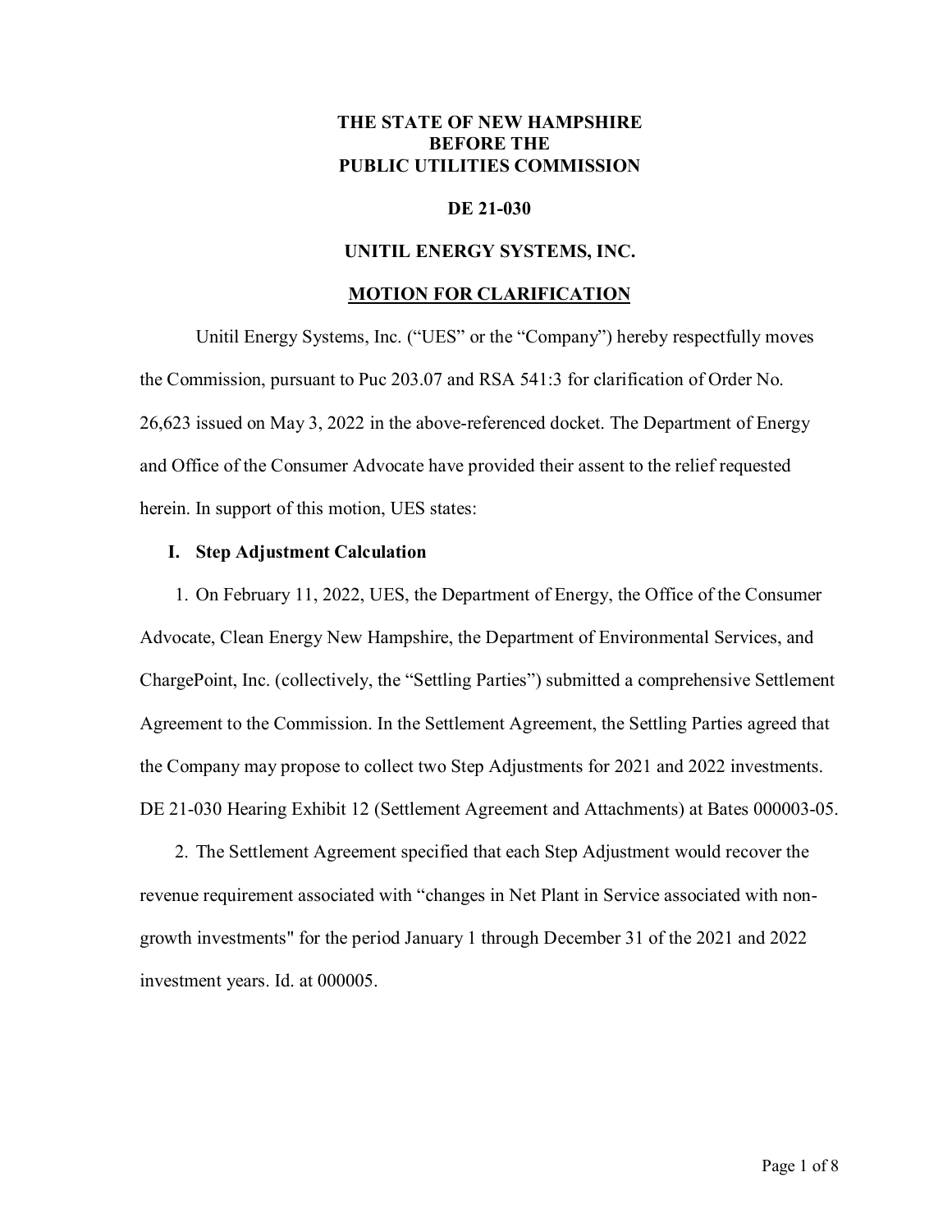**THE STATE OF NEW HAMPSHIRE**
**BEFORE THE**
**PUBLIC UTILITIES COMMISSION**

**DE 21-030**

**UNITIL ENERGY SYSTEMS, INC.**

**MOTION FOR CLARIFICATION**

Unitil Energy Systems, Inc. ("UES" or the "Company") hereby respectfully moves the Commission, pursuant to Puc 203.07 and RSA 541:3 for clarification of Order No. 26,623 issued on May 3, 2022 in the above-referenced docket. The Department of Energy and Office of the Consumer Advocate have provided their assent to the relief requested herein. In support of this motion, UES states:

## I. Step Adjustment Calculation

1. On February 11, 2022, UES, the Department of Energy, the Office of the Consumer Advocate, Clean Energy New Hampshire, the Department of Environmental Services, and ChargePoint, Inc. (collectively, the "Settling Parties") submitted a comprehensive Settlement Agreement to the Commission. In the Settlement Agreement, the Settling Parties agreed that the Company may propose to collect two Step Adjustments for 2021 and 2022 investments. DE 21-030 Hearing Exhibit 12 (Settlement Agreement and Attachments) at Bates 000003-05.

2. The Settlement Agreement specified that each Step Adjustment would recover the revenue requirement associated with "changes in Net Plant in Service associated with non-growth investments" for the period January 1 through December 31 of the 2021 and 2022 investment years. Id. at 000005.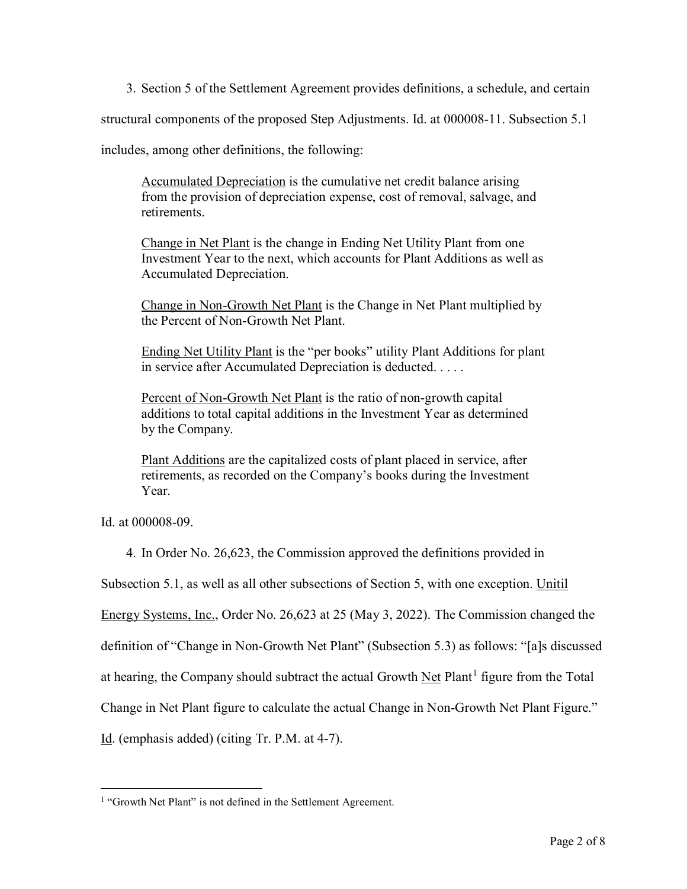3. Section 5 of the Settlement Agreement provides definitions, a schedule, and certain structural components of the proposed Step Adjustments. Id. at 000008-11. Subsection 5.1 includes, among other definitions, the following:

> <u>Accumulated Depreciation</u> is the cumulative net credit balance arising from the provision of depreciation expense, cost of removal, salvage, and retirements.
>
> <u>Change in Net Plant</u> is the change in Ending Net Utility Plant from one Investment Year to the next, which accounts for Plant Additions as well as Accumulated Depreciation.
>
> <u>Change in Non-Growth Net Plant</u> is the Change in Net Plant multiplied by the Percent of Non-Growth Net Plant.
>
> <u>Ending Net Utility Plant</u> is the "per books" utility Plant Additions for plant in service after Accumulated Depreciation is deducted. . . . .
>
> <u>Percent of Non-Growth Net Plant</u> is the ratio of non-growth capital additions to total capital additions in the Investment Year as determined by the Company.
>
> <u>Plant Additions</u> are the capitalized costs of plant placed in service, after retirements, as recorded on the Company's books during the Investment Year.

Id. at 000008-09.

4. In Order No. 26,623, the Commission approved the definitions provided in Subsection 5.1, as well as all other subsections of Section 5, with one exception. <u>Unitil Energy Systems, Inc.</u>, Order No. 26,623 at 25 (May 3, 2022). The Commission changed the definition of "Change in Non-Growth Net Plant" (Subsection 5.3) as follows: "[a]s discussed at hearing, the Company should subtract the actual Growth <u>Net</u> Plant[1] figure from the Total Change in Net Plant figure to calculate the actual Change in Non-Growth Net Plant Figure." <u>Id</u>. (emphasis added) (citing Tr. P.M. at 4-7).

---

[1] "Growth Net Plant" is not defined in the Settlement Agreement.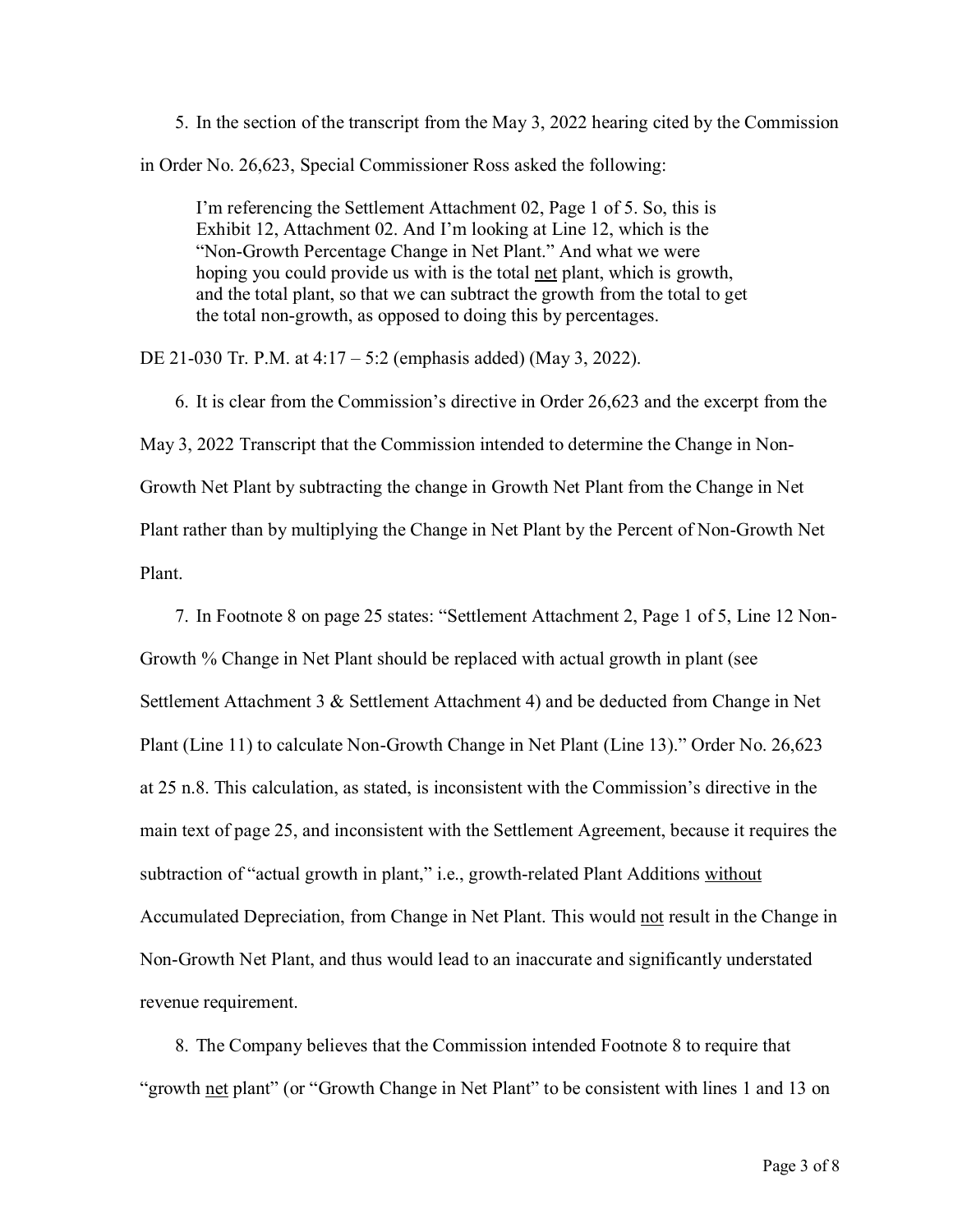5. In the section of the transcript from the May 3, 2022 hearing cited by the Commission in Order No. 26,623, Special Commissioner Ross asked the following:

> I'm referencing the Settlement Attachment 02, Page 1 of 5. So, this is Exhibit 12, Attachment 02. And I'm looking at Line 12, which is the "Non-Growth Percentage Change in Net Plant." And what we were hoping you could provide us with is the total <u>net</u> plant, which is growth, and the total plant, so that we can subtract the growth from the total to get the total non-growth, as opposed to doing this by percentages.

DE 21-030 Tr. P.M. at 4:17 – 5:2 (emphasis added) (May 3, 2022).

6. It is clear from the Commission's directive in Order 26,623 and the excerpt from the May 3, 2022 Transcript that the Commission intended to determine the Change in Non-Growth Net Plant by subtracting the change in Growth Net Plant from the Change in Net Plant rather than by multiplying the Change in Net Plant by the Percent of Non-Growth Net Plant.

7. In Footnote 8 on page 25 states: "Settlement Attachment 2, Page 1 of 5, Line 12 Non-Growth % Change in Net Plant should be replaced with actual growth in plant (see Settlement Attachment 3 & Settlement Attachment 4) and be deducted from Change in Net Plant (Line 11) to calculate Non-Growth Change in Net Plant (Line 13)." Order No. 26,623 at 25 n.8. This calculation, as stated, is inconsistent with the Commission's directive in the main text of page 25, and inconsistent with the Settlement Agreement, because it requires the subtraction of "actual growth in plant," i.e., growth-related Plant Additions <u>without</u> Accumulated Depreciation, from Change in Net Plant. This would <u>not</u> result in the Change in Non-Growth Net Plant, and thus would lead to an inaccurate and significantly understated revenue requirement.

8. The Company believes that the Commission intended Footnote 8 to require that "growth <u>net</u> plant" (or "Growth Change in Net Plant" to be consistent with lines 1 and 13 on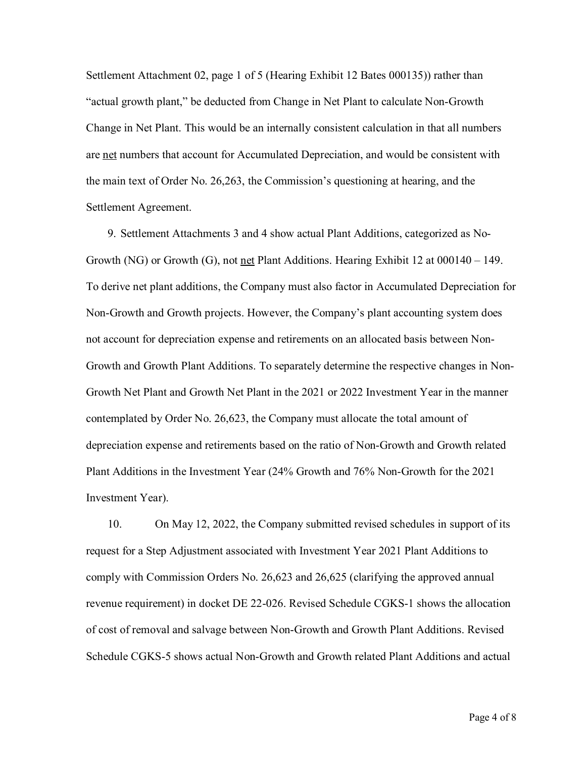Settlement Attachment 02, page 1 of 5 (Hearing Exhibit 12 Bates 000135)) rather than "actual growth plant," be deducted from Change in Net Plant to calculate Non-Growth Change in Net Plant. This would be an internally consistent calculation in that all numbers are <u>net</u> numbers that account for Accumulated Depreciation, and would be consistent with the main text of Order No. 26,263, the Commission's questioning at hearing, and the Settlement Agreement.

9. Settlement Attachments 3 and 4 show actual Plant Additions, categorized as No-Growth (NG) or Growth (G), not <u>net</u> Plant Additions. Hearing Exhibit 12 at 000140 – 149. To derive net plant additions, the Company must also factor in Accumulated Depreciation for Non-Growth and Growth projects. However, the Company's plant accounting system does not account for depreciation expense and retirements on an allocated basis between Non-Growth and Growth Plant Additions. To separately determine the respective changes in Non-Growth Net Plant and Growth Net Plant in the 2021 or 2022 Investment Year in the manner contemplated by Order No. 26,623, the Company must allocate the total amount of depreciation expense and retirements based on the ratio of Non-Growth and Growth related Plant Additions in the Investment Year (24% Growth and 76% Non-Growth for the 2021 Investment Year).

10. On May 12, 2022, the Company submitted revised schedules in support of its request for a Step Adjustment associated with Investment Year 2021 Plant Additions to comply with Commission Orders No. 26,623 and 26,625 (clarifying the approved annual revenue requirement) in docket DE 22-026. Revised Schedule CGKS-1 shows the allocation of cost of removal and salvage between Non-Growth and Growth Plant Additions. Revised Schedule CGKS-5 shows actual Non-Growth and Growth related Plant Additions and actual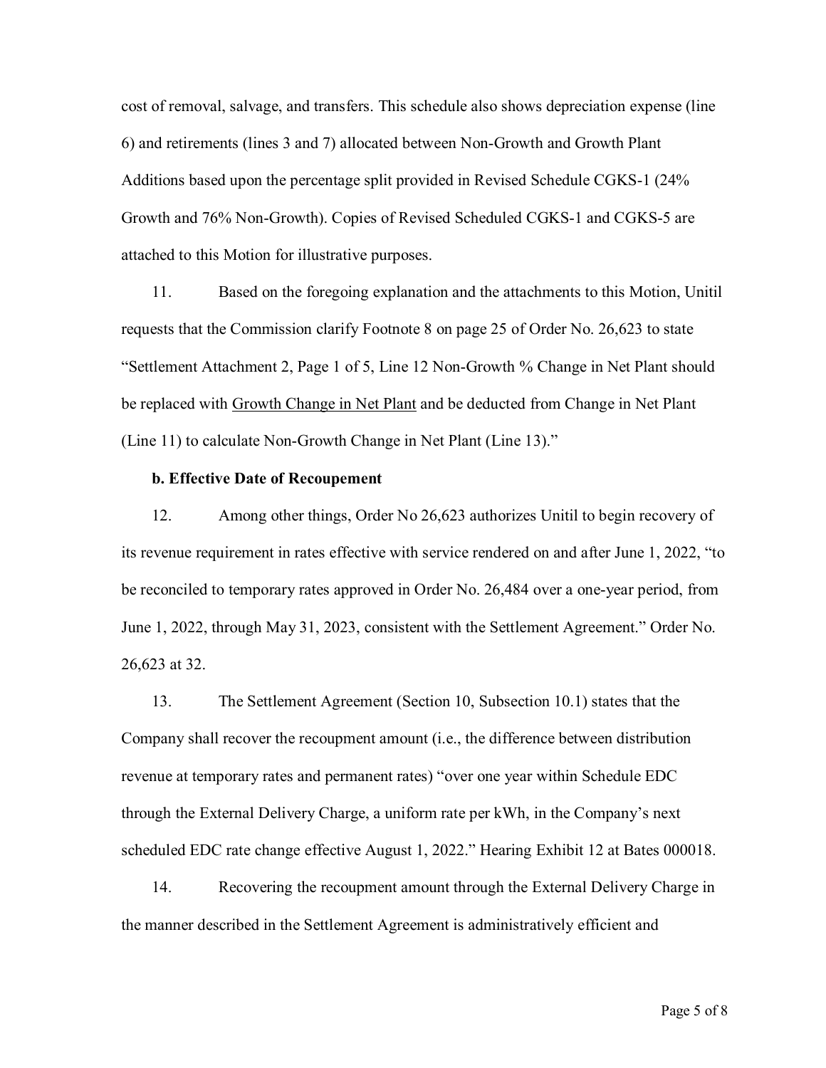cost of removal, salvage, and transfers. This schedule also shows depreciation expense (line 6) and retirements (lines 3 and 7) allocated between Non-Growth and Growth Plant Additions based upon the percentage split provided in Revised Schedule CGKS-1 (24% Growth and 76% Non-Growth). Copies of Revised Scheduled CGKS-1 and CGKS-5 are attached to this Motion for illustrative purposes.

11. Based on the foregoing explanation and the attachments to this Motion, Unitil requests that the Commission clarify Footnote 8 on page 25 of Order No. 26,623 to state "Settlement Attachment 2, Page 1 of 5, Line 12 Non-Growth % Change in Net Plant should be replaced with <u>Growth Change in Net Plant</u> and be deducted from Change in Net Plant (Line 11) to calculate Non-Growth Change in Net Plant (Line 13)."

**b. Effective Date of Recoupement**

12. Among other things, Order No 26,623 authorizes Unitil to begin recovery of its revenue requirement in rates effective with service rendered on and after June 1, 2022, "to be reconciled to temporary rates approved in Order No. 26,484 over a one-year period, from June 1, 2022, through May 31, 2023, consistent with the Settlement Agreement." Order No. 26,623 at 32.

13. The Settlement Agreement (Section 10, Subsection 10.1) states that the Company shall recover the recoupment amount (i.e., the difference between distribution revenue at temporary rates and permanent rates) "over one year within Schedule EDC through the External Delivery Charge, a uniform rate per kWh, in the Company's next scheduled EDC rate change effective August 1, 2022." Hearing Exhibit 12 at Bates 000018.

14. Recovering the recoupment amount through the External Delivery Charge in the manner described in the Settlement Agreement is administratively efficient and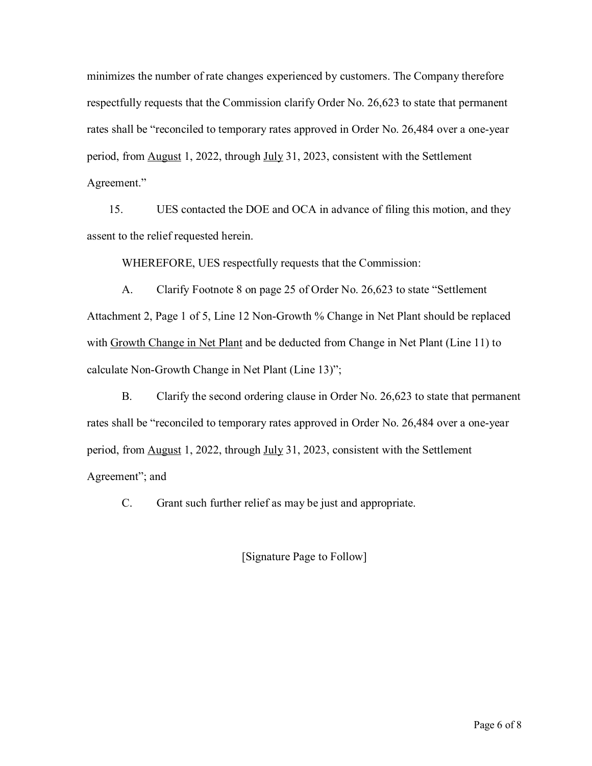minimizes the number of rate changes experienced by customers. The Company therefore respectfully requests that the Commission clarify Order No. 26,623 to state that permanent rates shall be "reconciled to temporary rates approved in Order No. 26,484 over a one-year period, from <u>August</u> 1, 2022, through <u>July</u> 31, 2023, consistent with the Settlement Agreement."

15. UES contacted the DOE and OCA in advance of filing this motion, and they assent to the relief requested herein.

WHEREFORE, UES respectfully requests that the Commission:

A. Clarify Footnote 8 on page 25 of Order No. 26,623 to state "Settlement Attachment 2, Page 1 of 5, Line 12 Non-Growth % Change in Net Plant should be replaced with <u>Growth Change in Net Plant</u> and be deducted from Change in Net Plant (Line 11) to calculate Non-Growth Change in Net Plant (Line 13)";

B. Clarify the second ordering clause in Order No. 26,623 to state that permanent rates shall be "reconciled to temporary rates approved in Order No. 26,484 over a one-year period, from <u>August</u> 1, 2022, through <u>July</u> 31, 2023, consistent with the Settlement Agreement"; and

C. Grant such further relief as may be just and appropriate.

[Signature Page to Follow]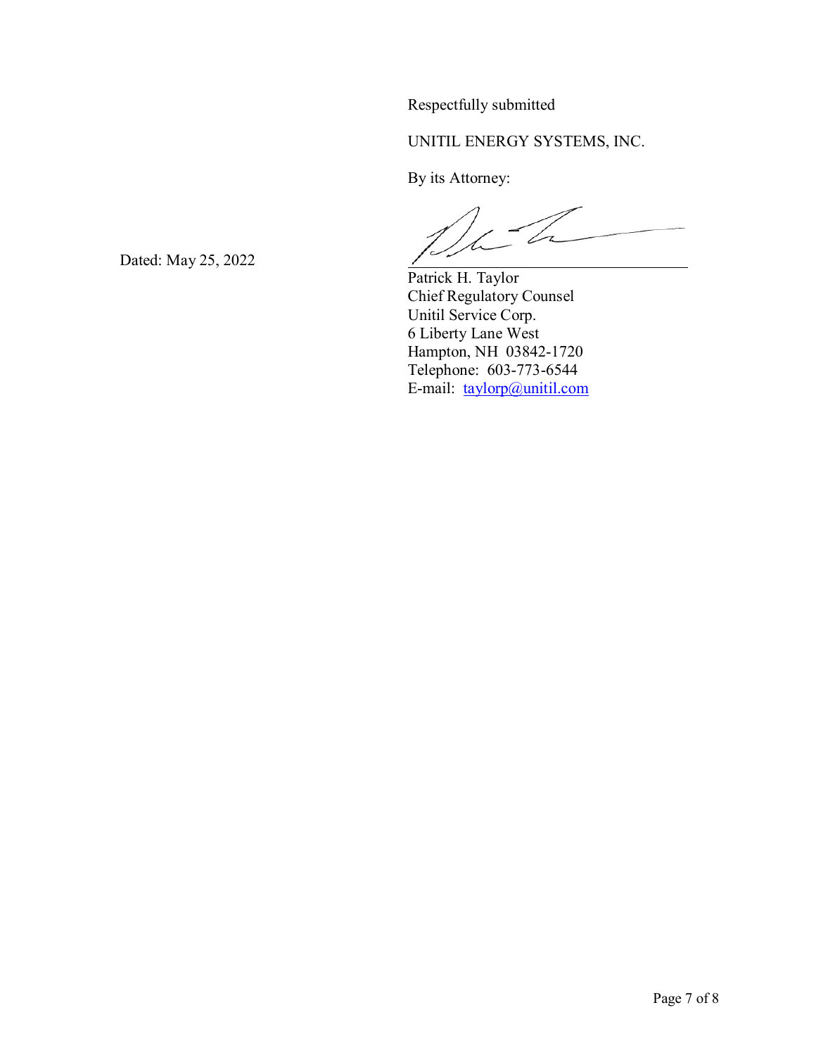Respectfully submitted

UNITIL ENERGY SYSTEMS, INC.

By its Attorney:

Dated: May 25, 2022

Patrick H. Taylor
Chief Regulatory Counsel
Unitil Service Corp.
6 Liberty Lane West
Hampton, NH 03842-1720
Telephone: 603-773-6544
E-mail: taylorp@unitil.com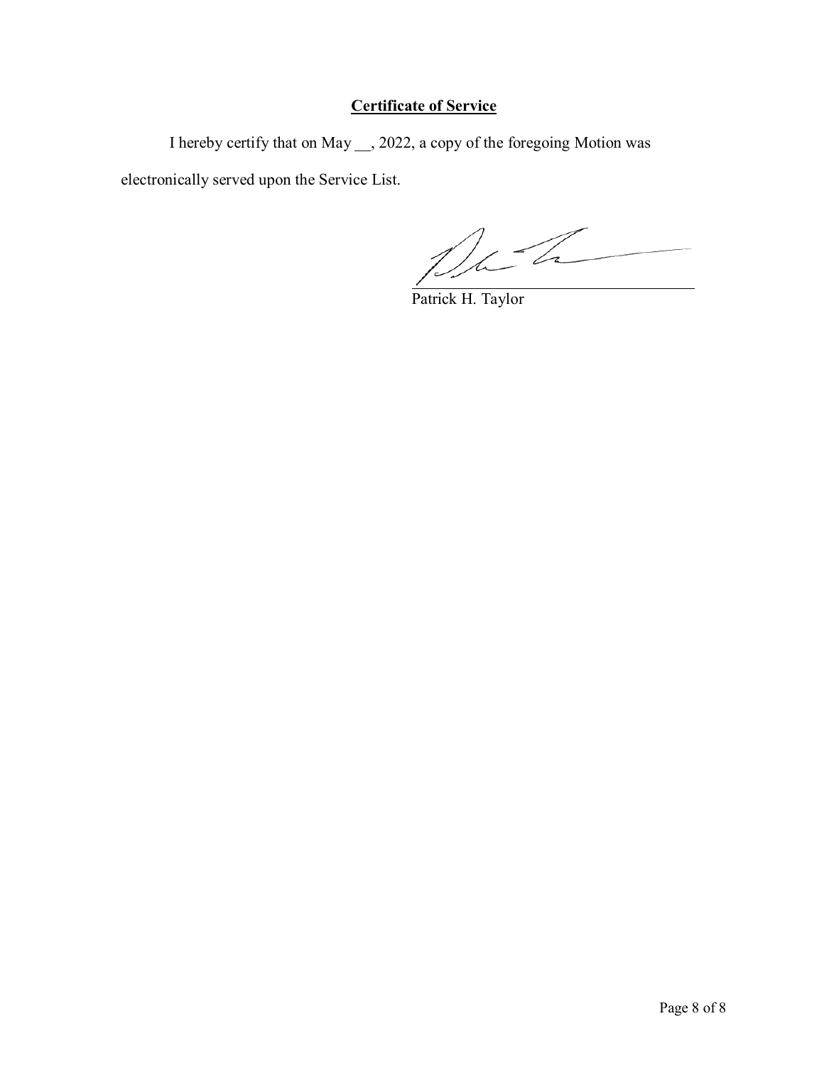## **Certificate of Service**

I hereby certify that on May __, 2022, a copy of the foregoing Motion was electronically served upon the Service List.

Patrick H. Taylor